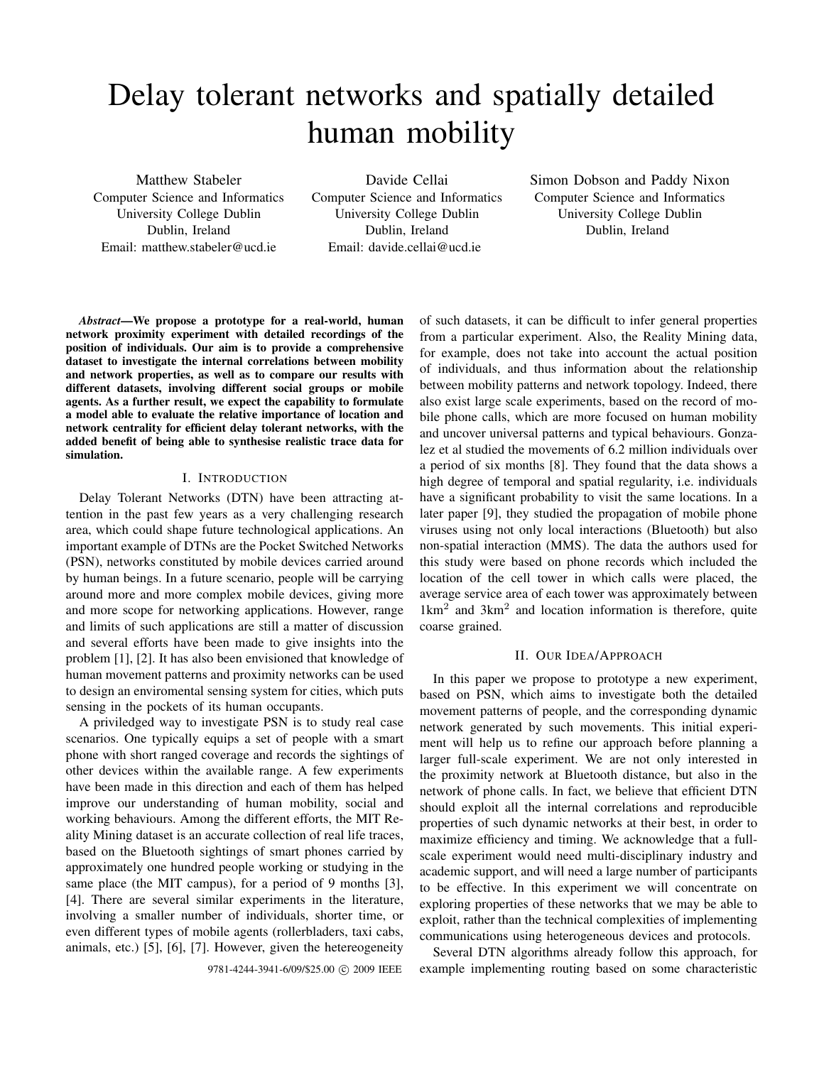# Delay tolerant networks and spatially detailed human mobility

Matthew Stabeler
Computer Science and Informatics
University College Dublin
Dublin, Ireland
Email: matthew.stabeler@ucd.ie

Davide Cellai
Computer Science and Informatics
University College Dublin
Dublin, Ireland
Email: davide.cellai@ucd.ie

Simon Dobson and Paddy Nixon
Computer Science and Informatics
University College Dublin
Dublin, Ireland

***Abstract*—We propose a prototype for a real-world, human network proximity experiment with detailed recordings of the position of individuals. Our aim is to provide a comprehensive dataset to investigate the internal correlations between mobility and network properties, as well as to compare our results with different datasets, involving different social groups or mobile agents. As a further result, we expect the capability to formulate a model able to evaluate the relative importance of location and network centrality for efficient delay tolerant networks, with the added benefit of being able to synthesise realistic trace data for simulation.**

## I. Introduction

Delay Tolerant Networks (DTN) have been attracting attention in the past few years as a very challenging research area, which could shape future technological applications. An important example of DTNs are the Pocket Switched Networks (PSN), networks constituted by mobile devices carried around by human beings. In a future scenario, people will be carrying around more and more complex mobile devices, giving more and more scope for networking applications. However, range and limits of such applications are still a matter of discussion and several efforts have been made to give insights into the problem [1], [2]. It has also been envisioned that knowledge of human movement patterns and proximity networks can be used to design an enviromental sensing system for cities, which puts sensing in the pockets of its human occupants.

A priviledged way to investigate PSN is to study real case scenarios. One typically equips a set of people with a smart phone with short ranged coverage and records the sightings of other devices within the available range. A few experiments have been made in this direction and each of them has helped improve our understanding of human mobility, social and working behaviours. Among the different efforts, the MIT Reality Mining dataset is an accurate collection of real life traces, based on the Bluetooth sightings of smart phones carried by approximately one hundred people working or studying in the same place (the MIT campus), for a period of 9 months [3], [4]. There are several similar experiments in the literature, involving a smaller number of individuals, shorter time, or even different types of mobile agents (rollerbladers, taxi cabs, animals, etc.) [5], [6], [7]. However, given the hetereogeneity of such datasets, it can be difficult to infer general properties from a particular experiment. Also, the Reality Mining data, for example, does not take into account the actual position of individuals, and thus information about the relationship between mobility patterns and network topology. Indeed, there also exist large scale experiments, based on the record of mobile phone calls, which are more focused on human mobility and uncover universal patterns and typical behaviours. Gonzalez et al studied the movements of 6.2 million individuals over a period of six months [8]. They found that the data shows a high degree of temporal and spatial regularity, i.e. individuals have a significant probability to visit the same locations. In a later paper [9], they studied the propagation of mobile phone viruses using not only local interactions (Bluetooth) but also non-spatial interaction (MMS). The data the authors used for this study were based on phone records which included the location of the cell tower in which calls were placed, the average service area of each tower was approximately between $1\text{km}^2$ and $3\text{km}^2$ and location information is therefore, quite coarse grained.

9781-4244-3941-6/09/$25.00 © 2009 IEEE

## II. Our Idea/Approach

In this paper we propose to prototype a new experiment, based on PSN, which aims to investigate both the detailed movement patterns of people, and the corresponding dynamic network generated by such movements. This initial experiment will help us to refine our approach before planning a larger full-scale experiment. We are not only interested in the proximity network at Bluetooth distance, but also in the network of phone calls. In fact, we believe that efficient DTN should exploit all the internal correlations and reproducible properties of such dynamic networks at their best, in order to maximize efficiency and timing. We acknowledge that a full-scale experiment would need multi-disciplinary industry and academic support, and will need a large number of participants to be effective. In this experiment we will concentrate on exploring properties of these networks that we may be able to exploit, rather than the technical complexities of implementing communications using heterogeneous devices and protocols.

Several DTN algorithms already follow this approach, for example implementing routing based on some characteristic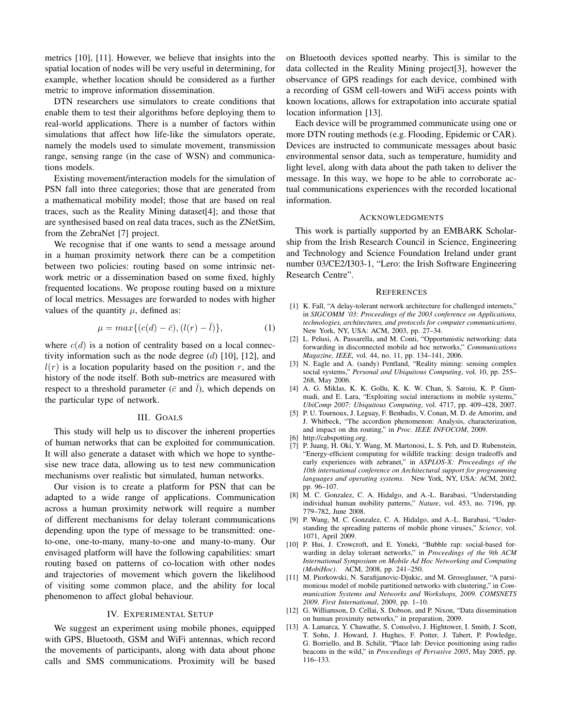metrics [10], [11]. However, we believe that insights into the spatial location of nodes will be very useful in determining, for example, whether location should be considered as a further metric to improve information dissemination.

DTN researchers use simulators to create conditions that enable them to test their algorithms before deploying them to real-world applications. There is a number of factors within simulations that affect how life-like the simulators operate, namely the models used to simulate movement, transmission range, sensing range (in the case of WSN) and communications models.

Existing movement/interaction models for the simulation of PSN fall into three categories; those that are generated from a mathematical mobility model; those that are based on real traces, such as the Reality Mining dataset[4]; and those that are synthesised based on real data traces, such as the ZNetSim, from the ZebraNet [7] project.

We recognise that if one wants to send a message around in a human proximity network there can be a competition between two policies: routing based on some intrinsic network metric or a dissemination based on some fixed, highly frequented locations. We propose routing based on a mixture of local metrics. Messages are forwarded to nodes with higher values of the quantity $\mu$, defined as:

$$\mu = max\{(c(d) - \bar{c}), (l(r) - \bar{l})\}, \tag{1}$$

where $c(d)$ is a notion of centrality based on a local connectivity information such as the node degree ($d$) [10], [12], and $l(r)$ is a location popularity based on the position $r$, and the history of the node itself. Both sub-metrics are measured with respect to a threshold parameter ($\bar{c}$ and $\bar{l}$), which depends on the particular type of network.

## III. Goals

This study will help us to discover the inherent properties of human networks that can be exploited for communication. It will also generate a dataset with which we hope to synthesise new trace data, allowing us to test new communication mechanisms over realistic but simulated, human networks.

Our vision is to create a platform for PSN that can be adapted to a wide range of applications. Communication across a human proximity network will require a number of different mechanisms for delay tolerant communications depending upon the type of message to be transmitted: one-to-one, one-to-many, many-to-one and many-to-many. Our envisaged platform will have the following capabilities: smart routing based on patterns of co-location with other nodes and trajectories of movement which govern the likelihood of visiting some common place, and the ability for local phenomenon to affect global behaviour.

## IV. Experimental Setup

We suggest an experiment using mobile phones, equipped with GPS, Bluetooth, GSM and WiFi antennas, which record the movements of participants, along with data about phone calls and SMS communications. Proximity will be based on Bluetooth devices spotted nearby. This is similar to the data collected in the Reality Mining project[3], however the observance of GPS readings for each device, combined with a recording of GSM cell-towers and WiFi access points with known locations, allows for extrapolation into accurate spatial location information [13].

Each device will be programmed communicate using one or more DTN routing methods (e.g. Flooding, Epidemic or CAR). Devices are instructed to communicate messages about basic environmental sensor data, such as temperature, humidity and light level, along with data about the path taken to deliver the message. In this way, we hope to be able to corroborate actual communications experiences with the recorded locational information.

## Acknowledgments

This work is partially supported by an EMBARK Scholarship from the Irish Research Council in Science, Engineering and Technology and Science Foundation Ireland under grant number 03/CE2/I303-1, "Lero: the Irish Software Engineering Research Centre".

## References

[1] K. Fall, "A delay-tolerant network architecture for challenged internets," in *SIGCOMM '03: Proceedings of the 2003 conference on Applications, technologies, architectures, and protocols for computer communications*. New York, NY, USA: ACM, 2003, pp. 27–34.

[2] L. Pelusi, A. Passarella, and M. Conti, "Opportunistic networking: data forwarding in disconnected mobile ad hoc networks," *Communications Magazine, IEEE*, vol. 44, no. 11, pp. 134–141, 2006.

[3] N. Eagle and A. (sandy) Pentland, "Reality mining: sensing complex social systems," *Personal and Ubiquitous Computing*, vol. 10, pp. 255–268, May 2006.

[4] A. G. Miklas, K. K. Gollu, K. K. W. Chan, S. Saroiu, K. P. Gummadi, and E. Lara, "Exploiting social interactions in mobile systems," *UbiComp 2007: Ubiquitous Computing*, vol. 4717, pp. 409–428, 2007.

[5] P. U. Tournoux, J. Leguay, F. Benbadis, V. Conan, M. D. de Amorim, and J. Whitbeck, "The accordion phenomenon: Analysis, characterization, and impact on dtn routing," in *Proc. IEEE INFOCOM*, 2009.

[6] http://cabspotting.org.

[7] P. Juang, H. Oki, Y. Wang, M. Martonosi, L. S. Peh, and D. Rubenstein, "Energy-efficient computing for wildlife tracking: design tradeoffs and early experiences with zebranet," in *ASPLOS-X: Proceedings of the 10th international conference on Architectural support for programming languages and operating systems*. New York, NY, USA: ACM, 2002, pp. 96–107.

[8] M. C. Gonzalez, C. A. Hidalgo, and A.-L. Barabasi, "Understanding individual human mobility patterns," *Nature*, vol. 453, no. 7196, pp. 779–782, June 2008.

[9] P. Wang, M. C. Gonzalez, C. A. Hidalgo, and A.-L. Barabasi, "Understanding the spreading patterns of mobile phone viruses," *Science*, vol. 1071, April 2009.

[10] P. Hui, J. Crowcroft, and E. Yoneki, "Bubble rap: social-based forwarding in delay tolerant networks," in *Proceedings of the 9th ACM International Symposium on Mobile Ad Hoc Networking and Computing (MobiHoc)*. ACM, 2008, pp. 241–250.

[11] M. Piorkowski, N. Sarafijanovic-Djukic, and M. Grossglauser, "A parsimonious model of mobile partitioned networks with clustering," in *Communication Systems and Networks and Workshops, 2009. COMSNETS 2009. First International*, 2009, pp. 1–10.

[12] G. Williamson, D. Cellai, S. Dobson, and P. Nixon, "Data dissemination on human proximity networks," in preparation, 2009.

[13] A. Lamarca, Y. Chawathe, S. Consolvo, J. Hightower, I. Smith, J. Scott, T. Sohn, J. Howard, J. Hughes, F. Potter, J. Tabert, P. Powledge, G. Borriello, and B. Schilit, "Place lab: Device positioning using radio beacons in the wild," in *Proceedings of Pervasive 2005*, May 2005, pp. 116–133.